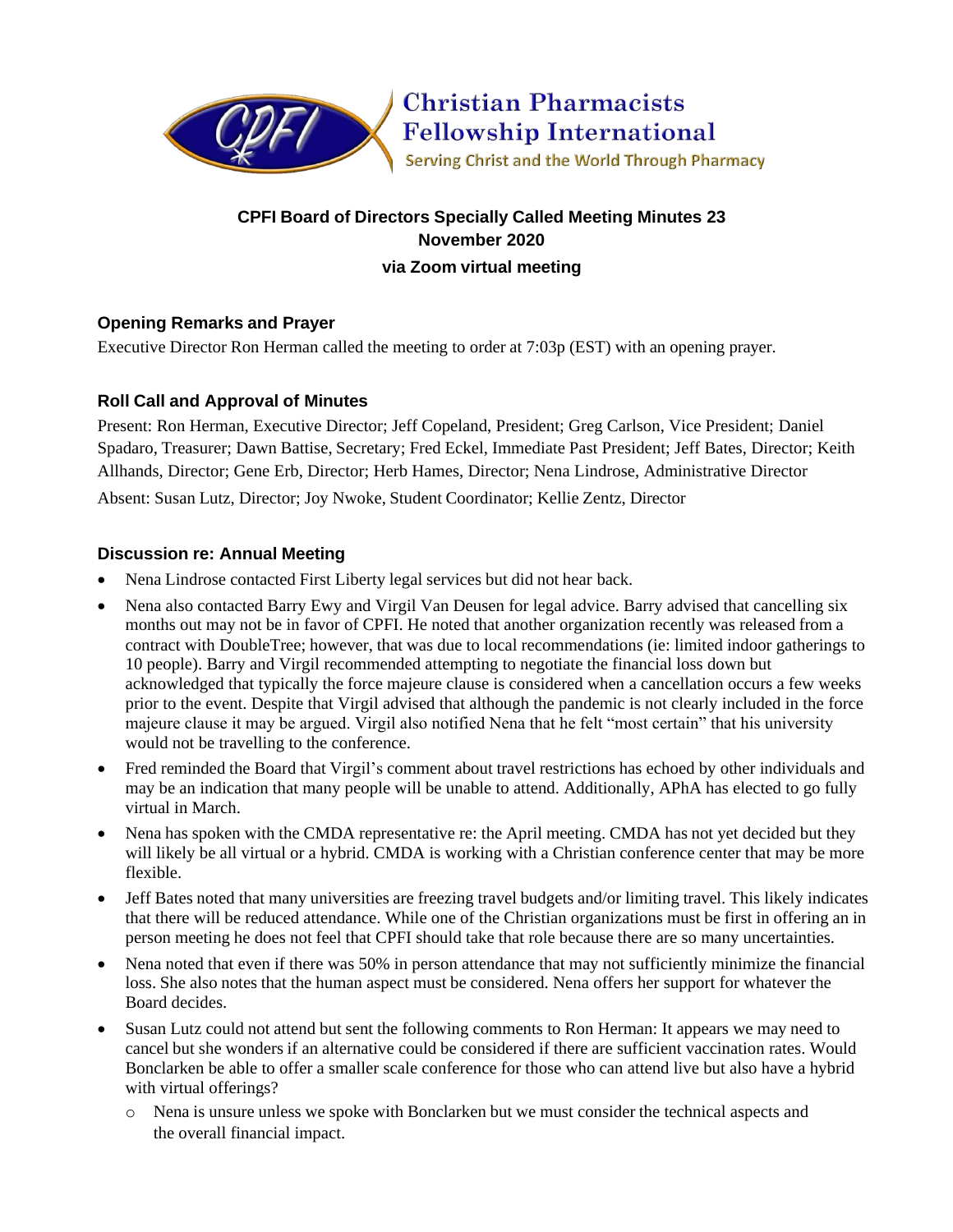Christian Pharmacists Fellowship International

Serving Christ and the World Through Pharmacy

# CPFI Board of Directors Specially Called Meeting Minutes 23 November 2020

**via Zoom virtual meeting**

## Opening Remarks and Prayer

Executive Director Ron Herman called the meeting to order at 7:03p (EST) with an opening prayer.

## Roll Call and Approval of Minutes

Present: Ron Herman, Executive Director; Jeff Copeland, President; Greg Carlson, Vice President; Daniel Spadaro, Treasurer; Dawn Battise, Secretary; Fred Eckel, Immediate Past President; Jeff Bates, Director; Keith Allhands, Director; Gene Erb, Director; Herb Hames, Director; Nena Lindrose, Administrative Director

Absent: Susan Lutz, Director; Joy Nwoke, Student Coordinator; Kellie Zentz, Director

## Discussion re: Annual Meeting

- Nena Lindrose contacted First Liberty legal services but did not hear back.
- Nena also contacted Barry Ewy and Virgil Van Deusen for legal advice. Barry advised that cancelling six months out may not be in favor of CPFI. He noted that another organization recently was released from a contract with DoubleTree; however, that was due to local recommendations (ie: limited indoor gatherings to 10 people). Barry and Virgil recommended attempting to negotiate the financial loss down but acknowledged that typically the force majeure clause is considered when a cancellation occurs a few weeks prior to the event. Despite that Virgil advised that although the pandemic is not clearly included in the force majeure clause it may be argued. Virgil also notified Nena that he felt "most certain" that his university would not be travelling to the conference.
- Fred reminded the Board that Virgil's comment about travel restrictions has echoed by other individuals and may be an indication that many people will be unable to attend. Additionally, APhA has elected to go fully virtual in March.
- Nena has spoken with the CMDA representative re: the April meeting. CMDA has not yet decided but they will likely be all virtual or a hybrid. CMDA is working with a Christian conference center that may be more flexible.
- Jeff Bates noted that many universities are freezing travel budgets and/or limiting travel. This likely indicates that there will be reduced attendance. While one of the Christian organizations must be first in offering an in person meeting he does not feel that CPFI should take that role because there are so many uncertainties.
- Nena noted that even if there was 50% in person attendance that may not sufficiently minimize the financial loss. She also notes that the human aspect must be considered. Nena offers her support for whatever the Board decides.
- Susan Lutz could not attend but sent the following comments to Ron Herman: It appears we may need to cancel but she wonders if an alternative could be considered if there are sufficient vaccination rates. Would Bonclarken be able to offer a smaller scale conference for those who can attend live but also have a hybrid with virtual offerings?
  - Nena is unsure unless we spoke with Bonclarken but we must consider the technical aspects and the overall financial impact.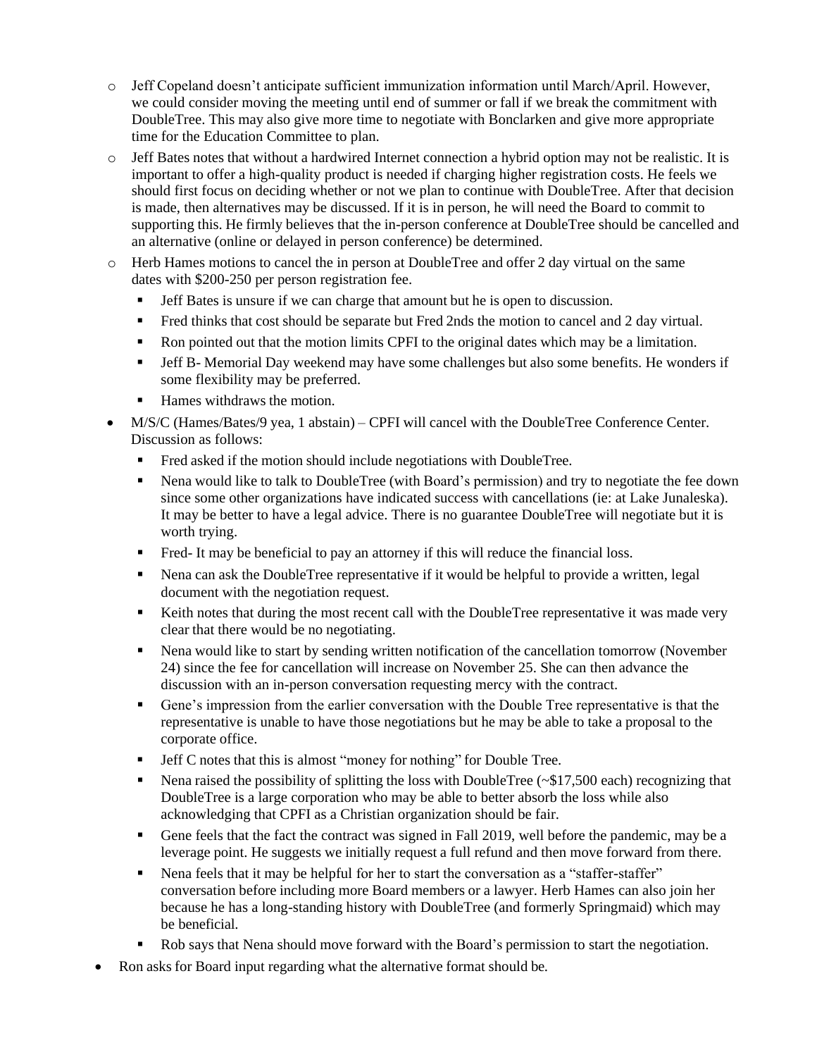- Jeff Copeland doesn't anticipate sufficient immunization information until March/April. However, we could consider moving the meeting until end of summer or fall if we break the commitment with DoubleTree. This may also give more time to negotiate with Bonclarken and give more appropriate time for the Education Committee to plan.
  - Jeff Bates notes that without a hardwired Internet connection a hybrid option may not be realistic. It is important to offer a high-quality product is needed if charging higher registration costs. He feels we should first focus on deciding whether or not we plan to continue with DoubleTree. After that decision is made, then alternatives may be discussed. If it is in person, he will need the Board to commit to supporting this. He firmly believes that the in-person conference at DoubleTree should be cancelled and an alternative (online or delayed in person conference) be determined.
  - Herb Hames motions to cancel the in person at DoubleTree and offer 2 day virtual on the same dates with $200-250 per person registration fee.
    - Jeff Bates is unsure if we can charge that amount but he is open to discussion.
    - Fred thinks that cost should be separate but Fred 2nds the motion to cancel and 2 day virtual.
    - Ron pointed out that the motion limits CPFI to the original dates which may be a limitation.
    - Jeff B- Memorial Day weekend may have some challenges but also some benefits. He wonders if some flexibility may be preferred.
    - Hames withdraws the motion.
- M/S/C (Hames/Bates/9 yea, 1 abstain) – CPFI will cancel with the DoubleTree Conference Center. Discussion as follows:
    - Fred asked if the motion should include negotiations with DoubleTree.
    - Nena would like to talk to DoubleTree (with Board's permission) and try to negotiate the fee down since some other organizations have indicated success with cancellations (ie: at Lake Junaleska). It may be better to have a legal advice. There is no guarantee DoubleTree will negotiate but it is worth trying.
    - Fred- It may be beneficial to pay an attorney if this will reduce the financial loss.
    - Nena can ask the DoubleTree representative if it would be helpful to provide a written, legal document with the negotiation request.
    - Keith notes that during the most recent call with the DoubleTree representative it was made very clear that there would be no negotiating.
    - Nena would like to start by sending written notification of the cancellation tomorrow (November 24) since the fee for cancellation will increase on November 25. She can then advance the discussion with an in-person conversation requesting mercy with the contract.
    - Gene's impression from the earlier conversation with the Double Tree representative is that the representative is unable to have those negotiations but he may be able to take a proposal to the corporate office.
    - Jeff C notes that this is almost "money for nothing" for Double Tree.
    - Nena raised the possibility of splitting the loss with DoubleTree (~$17,500 each) recognizing that DoubleTree is a large corporation who may be able to better absorb the loss while also acknowledging that CPFI as a Christian organization should be fair.
    - Gene feels that the fact the contract was signed in Fall 2019, well before the pandemic, may be a leverage point. He suggests we initially request a full refund and then move forward from there.
    - Nena feels that it may be helpful for her to start the conversation as a "staffer-staffer" conversation before including more Board members or a lawyer. Herb Hames can also join her because he has a long-standing history with DoubleTree (and formerly Springmaid) which may be beneficial.
    - Rob says that Nena should move forward with the Board's permission to start the negotiation.
- Ron asks for Board input regarding what the alternative format should be.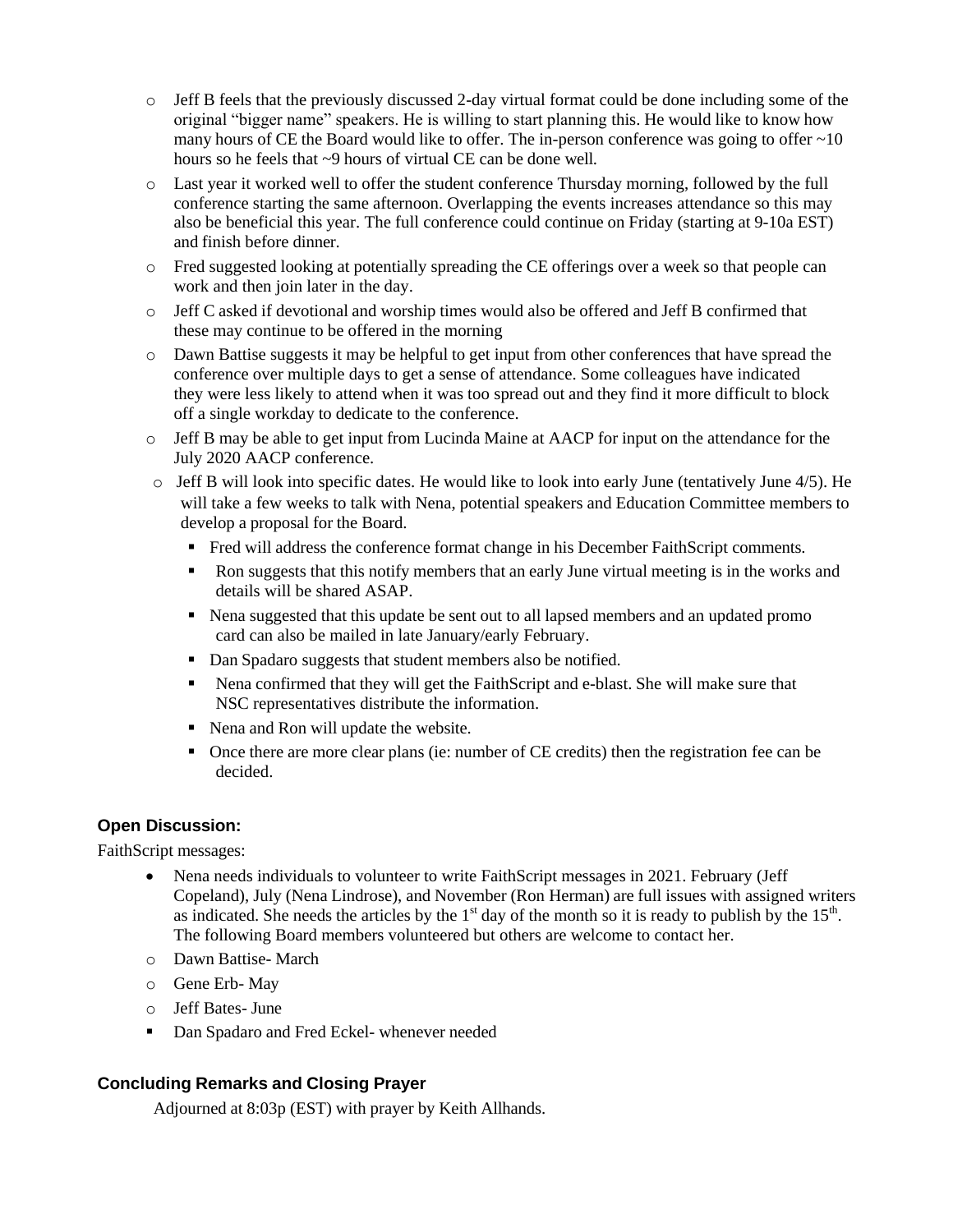- Jeff B feels that the previously discussed 2-day virtual format could be done including some of the original "bigger name" speakers. He is willing to start planning this. He would like to know how many hours of CE the Board would like to offer. The in-person conference was going to offer ~10 hours so he feels that ~9 hours of virtual CE can be done well.
- Last year it worked well to offer the student conference Thursday morning, followed by the full conference starting the same afternoon. Overlapping the events increases attendance so this may also be beneficial this year. The full conference could continue on Friday (starting at 9-10a EST) and finish before dinner.
- Fred suggested looking at potentially spreading the CE offerings over a week so that people can work and then join later in the day.
- Jeff C asked if devotional and worship times would also be offered and Jeff B confirmed that these may continue to be offered in the morning
- Dawn Battise suggests it may be helpful to get input from other conferences that have spread the conference over multiple days to get a sense of attendance. Some colleagues have indicated they were less likely to attend when it was too spread out and they find it more difficult to block off a single workday to dedicate to the conference.
- Jeff B may be able to get input from Lucinda Maine at AACP for input on the attendance for the July 2020 AACP conference.
- Jeff B will look into specific dates. He would like to look into early June (tentatively June 4/5). He will take a few weeks to talk with Nena, potential speakers and Education Committee members to develop a proposal for the Board.
  - Fred will address the conference format change in his December FaithScript comments.
  - Ron suggests that this notify members that an early June virtual meeting is in the works and details will be shared ASAP.
  - Nena suggested that this update be sent out to all lapsed members and an updated promo card can also be mailed in late January/early February.
  - Dan Spadaro suggests that student members also be notified.
  - Nena confirmed that they will get the FaithScript and e-blast. She will make sure that NSC representatives distribute the information.
  - Nena and Ron will update the website.
  - Once there are more clear plans (ie: number of CE credits) then the registration fee can be decided.

### Open Discussion:

FaithScript messages:

- Nena needs individuals to volunteer to write FaithScript messages in 2021. February (Jeff Copeland), July (Nena Lindrose), and November (Ron Herman) are full issues with assigned writers as indicated. She needs the articles by the 1st day of the month so it is ready to publish by the 15th. The following Board members volunteered but others are welcome to contact her.
  - Dawn Battise- March
  - Gene Erb- May
  - Jeff Bates- June
  - Dan Spadaro and Fred Eckel- whenever needed

### Concluding Remarks and Closing Prayer

Adjourned at 8:03p (EST) with prayer by Keith Allhands.